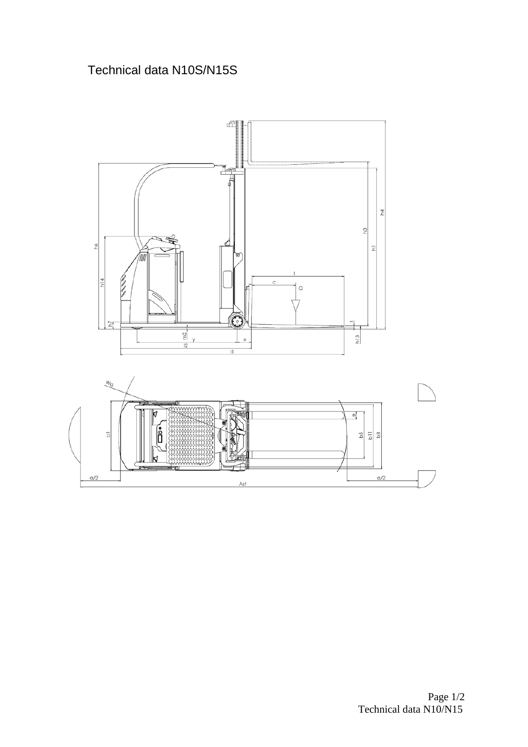# Technical data N10S/N15S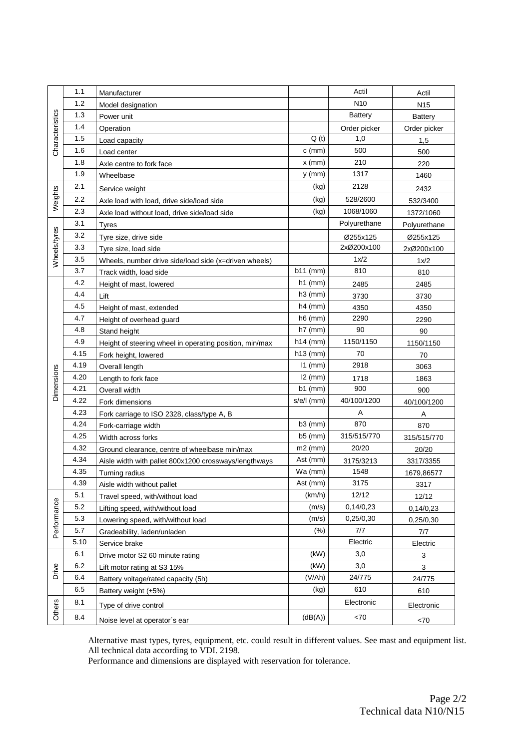| | | | | | |
|---|---|---|---|---|---|
| Characteristics | 1.1 | Manufacturer | | Actil | Actil |
| | 1.2 | Model designation | | N10 | N15 |
| | 1.3 | Power unit | | Battery | Battery |
| | 1.4 | Operation | | Order picker | Order picker |
| | 1.5 | Load capacity | Q (t) | 1,0 | 1,5 |
| | 1.6 | Load center | c (mm) | 500 | 500 |
| | 1.8 | Axle centre to fork face | x (mm) | 210 | 220 |
| | 1.9 | Wheelbase | y (mm) | 1317 | 1460 |
| Weights | 2.1 | Service weight | (kg) | 2128 | 2432 |
| | 2.2 | Axle load with load, drive side/load side | (kg) | 528/2600 | 532/3400 |
| | 2.3 | Axle load without load, drive side/load side | (kg) | 1068/1060 | 1372/1060 |
| Wheels/tyres | 3.1 | Tyres | | Polyurethane | Polyurethane |
| | 3.2 | Tyre size, drive side | | Ø255x125 | Ø255x125 |
| | 3.3 | Tyre size, load side | | 2xØ200x100 | 2xØ200x100 |
| | 3.5 | Wheels, number drive side/load side (x=driven wheels) | | 1x/2 | 1x/2 |
| | 3.7 | Track width, load side | b11 (mm) | 810 | 810 |
| Dimensions | 4.2 | Height of mast, lowered | h1 (mm) | 2485 | 2485 |
| | 4.4 | Lift | h3 (mm) | 3730 | 3730 |
| | 4.5 | Height of mast, extended | h4 (mm) | 4350 | 4350 |
| | 4.7 | Height of overhead guard | h6 (mm) | 2290 | 2290 |
| | 4.8 | Stand height | h7 (mm) | 90 | 90 |
| | 4.9 | Height of steering wheel in operating position, min/max | h14 (mm) | 1150/1150 | 1150/1150 |
| | 4.15 | Fork height, lowered | h13 (mm) | 70 | 70 |
| | 4.19 | Overall length | l1 (mm) | 2918 | 3063 |
| | 4.20 | Length to fork face | l2 (mm) | 1718 | 1863 |
| | 4.21 | Overall width | b1 (mm) | 900 | 900 |
| | 4.22 | Fork dimensions | s/e/l (mm) | 40/100/1200 | 40/100/1200 |
| | 4.23 | Fork carriage to ISO 2328, class/type A, B | | A | A |
| | 4.24 | Fork-carriage width | b3 (mm) | 870 | 870 |
| | 4.25 | Width across forks | b5 (mm) | 315/515/770 | 315/515/770 |
| | 4.32 | Ground clearance, centre of wheelbase min/max | m2 (mm) | 20/20 | 20/20 |
| | 4.34 | Aisle width with pallet 800x1200 crossways/lengthways | Ast (mm) | 3175/3213 | 3317/3355 |
| | 4.35 | Turning radius | Wa (mm) | 1548 | 1679,86577 |
| | 4.39 | Aisle width without pallet | Ast (mm) | 3175 | 3317 |
| Performance | 5.1 | Travel speed, with/without load | (km/h) | 12/12 | 12/12 |
| | 5.2 | Lifting speed, with/without load | (m/s) | 0,14/0,23 | 0,14/0,23 |
| | 5.3 | Lowering speed, with/without load | (m/s) | 0,25/0,30 | 0,25/0,30 |
| | 5.7 | Gradeability, laden/unladen | (%) | 7/7 | 7/7 |
| | 5.10 | Service brake | | Electric | Electric |
| Drive | 6.1 | Drive motor S2 60 minute rating | (kW) | 3,0 | 3 |
| | 6.2 | Lift motor rating at S3 15% | (kW) | 3,0 | 3 |
| | 6.4 | Battery voltage/rated capacity (5h) | (V/Ah) | 24/775 | 24/775 |
| | 6.5 | Battery weight (±5%) | (kg) | 610 | 610 |
| Others | 8.1 | Type of drive control | | Electronic | Electronic |
| | 8.4 | Noise level at operator´s ear | (dB(A)) | <70 | <70 |

Alternative mast types, tyres, equipment, etc. could result in different values. See mast and equipment list.
All technical data according to VDI. 2198.
Performance and dimensions are displayed with reservation for tolerance.

Technical data N10/N15